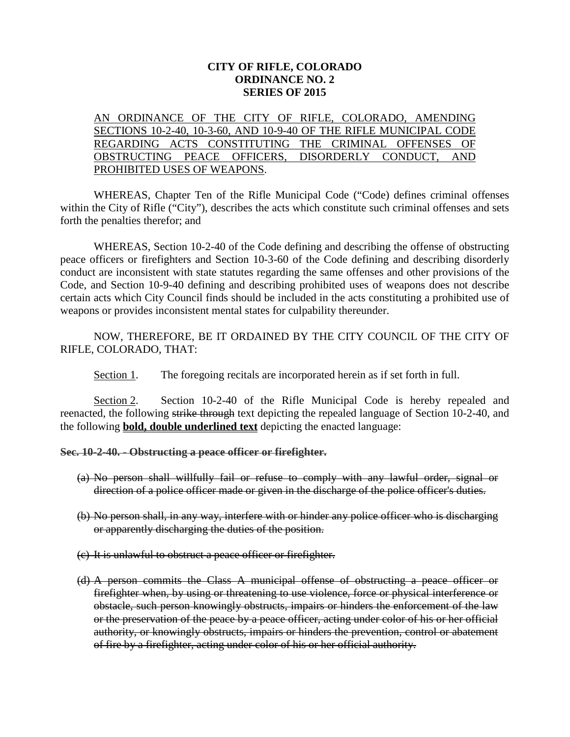**CITY OF RIFLE, COLORADO**
**ORDINANCE NO. 2**
**SERIES OF 2015**

<u>AN ORDINANCE OF THE CITY OF RIFLE, COLORADO, AMENDING SECTIONS 10-2-40, 10-3-60, AND 10-9-40 OF THE RIFLE MUNICIPAL CODE REGARDING ACTS CONSTITUTING THE CRIMINAL OFFENSES OF OBSTRUCTING PEACE OFFICERS, DISORDERLY CONDUCT, AND PROHIBITED USES OF WEAPONS</u>.

WHEREAS, Chapter Ten of the Rifle Municipal Code ("Code) defines criminal offenses within the City of Rifle ("City"), describes the acts which constitute such criminal offenses and sets forth the penalties therefor; and

WHEREAS, Section 10-2-40 of the Code defining and describing the offense of obstructing peace officers or firefighters and Section 10-3-60 of the Code defining and describing disorderly conduct are inconsistent with state statutes regarding the same offenses and other provisions of the Code, and Section 10-9-40 defining and describing prohibited uses of weapons does not describe certain acts which City Council finds should be included in the acts constituting a prohibited use of weapons or provides inconsistent mental states for culpability thereunder.

NOW, THEREFORE, BE IT ORDAINED BY THE CITY COUNCIL OF THE CITY OF RIFLE, COLORADO, THAT:

<u>Section 1</u>. The foregoing recitals are incorporated herein as if set forth in full.

<u>Section 2</u>. Section 10-2-40 of the Rifle Municipal Code is hereby repealed and reenacted, the following ~~strike through~~ text depicting the repealed language of Section 10-2-40, and the following <u>**bold, double underlined text**</u> depicting the enacted language:

**~~Sec. 10-2-40. - Obstructing a peace officer or firefighter.~~**

~~(a) No person shall willfully fail or refuse to comply with any lawful order, signal or direction of a police officer made or given in the discharge of the police officer's duties.~~

~~(b) No person shall, in any way, interfere with or hinder any police officer who is discharging or apparently discharging the duties of the position.~~

~~(c) It is unlawful to obstruct a peace officer or firefighter.~~

~~(d) A person commits the Class A municipal offense of obstructing a peace officer or firefighter when, by using or threatening to use violence, force or physical interference or obstacle, such person knowingly obstructs, impairs or hinders the enforcement of the law or the preservation of the peace by a peace officer, acting under color of his or her official authority, or knowingly obstructs, impairs or hinders the prevention, control or abatement of fire by a firefighter, acting under color of his or her official authority.~~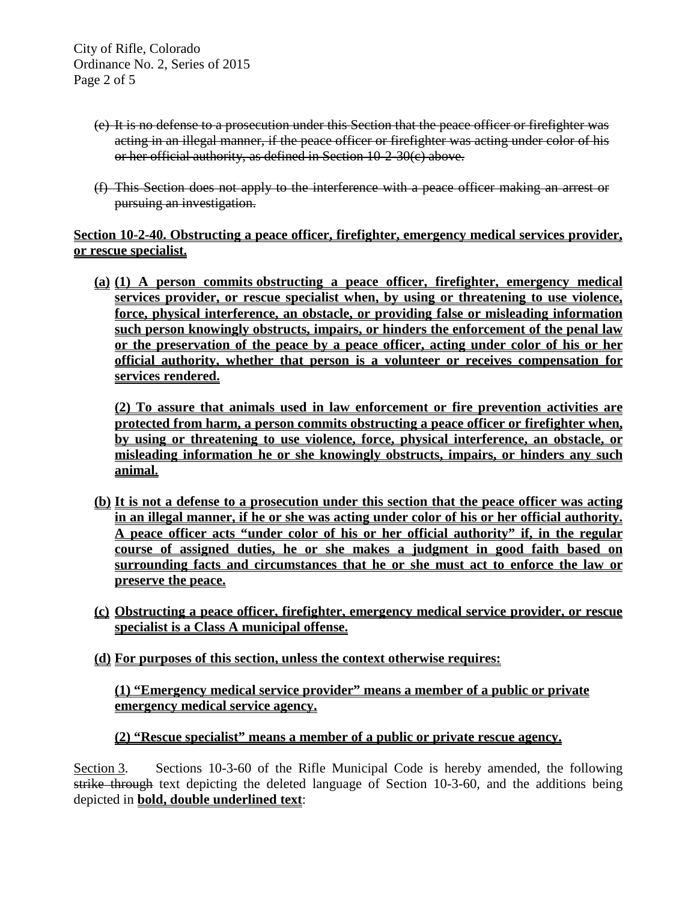(e) ~~It is no defense to a prosecution under this Section that the peace officer or firefighter was acting in an illegal manner, if the peace officer or firefighter was acting under color of his or her official authority, as defined in Section 10-2-30(c) above.~~

(f) ~~This Section does not apply to the interference with a peace officer making an arrest or pursuing an investigation.~~

**<u>Section 10-2-40. Obstructing a peace officer, firefighter, emergency medical services provider, or rescue specialist.</u>**

**<u>(a) (1) A person commits obstructing a peace officer, firefighter, emergency medical services provider, or rescue specialist when, by using or threatening to use violence, force, physical interference, an obstacle, or providing false or misleading information such person knowingly obstructs, impairs, or hinders the enforcement of the penal law or the preservation of the peace by a peace officer, acting under color of his or her official authority, whether that person is a volunteer or receives compensation for services rendered.</u>**

**<u>(2) To assure that animals used in law enforcement or fire prevention activities are protected from harm, a person commits obstructing a peace officer or firefighter when, by using or threatening to use violence, force, physical interference, an obstacle, or misleading information he or she knowingly obstructs, impairs, or hinders any such animal.</u>**

**<u>(b) It is not a defense to a prosecution under this section that the peace officer was acting in an illegal manner, if he or she was acting under color of his or her official authority. A peace officer acts "under color of his or her official authority" if, in the regular course of assigned duties, he or she makes a judgment in good faith based on surrounding facts and circumstances that he or she must act to enforce the law or preserve the peace.</u>**

**<u>(c) Obstructing a peace officer, firefighter, emergency medical service provider, or rescue specialist is a Class A municipal offense.</u>**

**<u>(d) For purposes of this section, unless the context otherwise requires:</u>**

**<u>(1) "Emergency medical service provider" means a member of a public or private emergency medical service agency.</u>**

**<u>(2) "Rescue specialist" means a member of a public or private rescue agency.</u>**

<u>Section 3</u>. Sections 10-3-60 of the Rifle Municipal Code is hereby amended, the following ~~strike through~~ text depicting the deleted language of Section 10-3-60, and the additions being depicted in **<u>bold, double underlined text</u>**: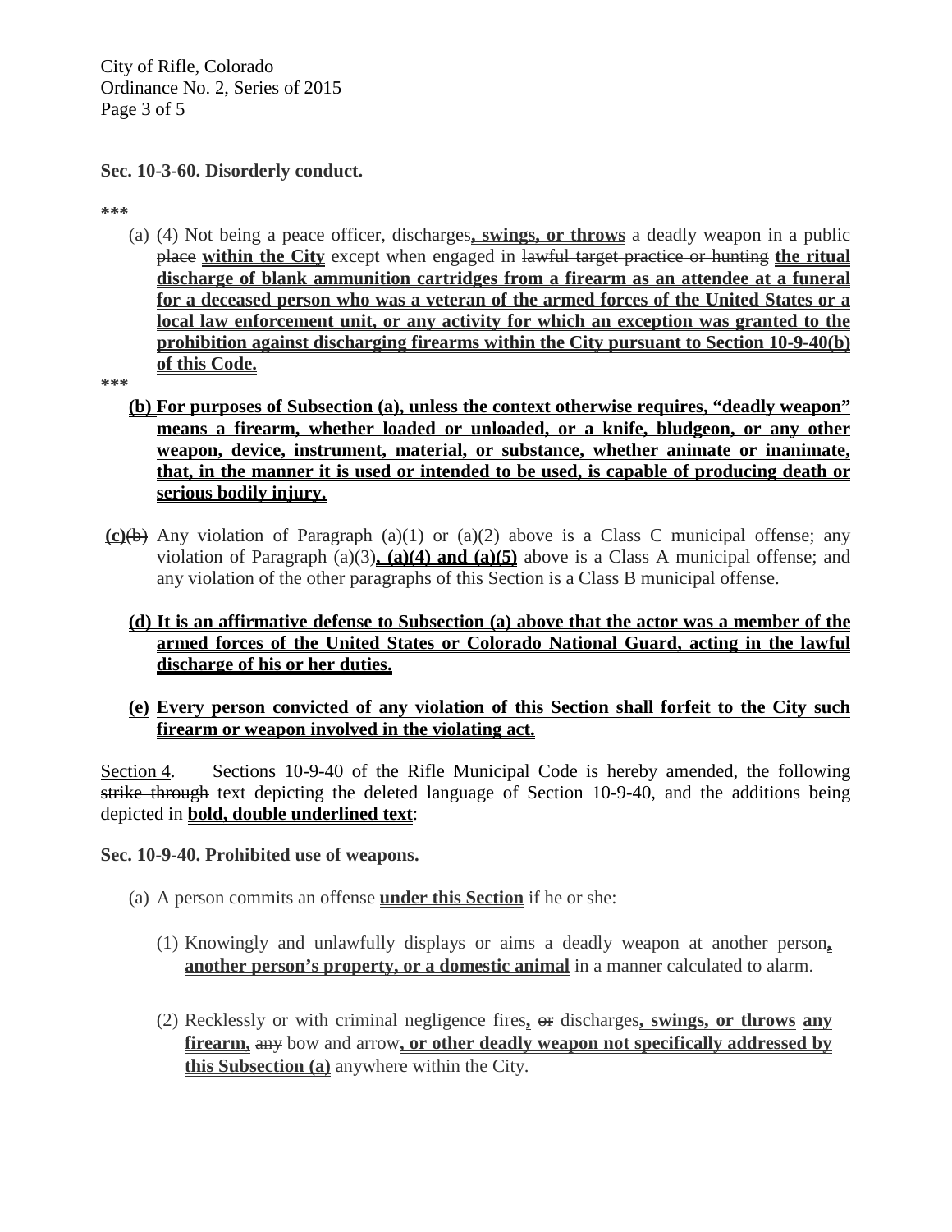**Sec. 10-3-60. Disorderly conduct.**

***

(a) (4) Not being a peace officer, discharges**, swings, or throws** a deadly weapon ~~in a public place~~ **within the City** except when engaged in ~~lawful target practice or hunting~~ **the ritual discharge of blank ammunition cartridges from a firearm as an attendee at a funeral for a deceased person who was a veteran of the armed forces of the United States or a local law enforcement unit, or any activity for which an exception was granted to the prohibition against discharging firearms within the City pursuant to Section 10-9-40(b) of this Code.**

***

**(b) For purposes of Subsection (a), unless the context otherwise requires, "deadly weapon" means a firearm, whether loaded or unloaded, or a knife, bludgeon, or any other weapon, device, instrument, material, or substance, whether animate or inanimate, that, in the manner it is used or intended to be used, is capable of producing death or serious bodily injury.**

**(c)**~~(b)~~ Any violation of Paragraph (a)(1) or (a)(2) above is a Class C municipal offense; any violation of Paragraph (a)(3)**, (a)(4) and (a)(5)** above is a Class A municipal offense; and any violation of the other paragraphs of this Section is a Class B municipal offense.

**(d) It is an affirmative defense to Subsection (a) above that the actor was a member of the armed forces of the United States or Colorado National Guard, acting in the lawful discharge of his or her duties.**

**(e) Every person convicted of any violation of this Section shall forfeit to the City such firearm or weapon involved in the violating act.**

Section 4. Sections 10-9-40 of the Rifle Municipal Code is hereby amended, the following ~~strike through~~ text depicting the deleted language of Section 10-9-40, and the additions being depicted in **bold, double underlined text**:

**Sec. 10-9-40. Prohibited use of weapons.**

(a) A person commits an offense **under this Section** if he or she:

(1) Knowingly and unlawfully displays or aims a deadly weapon at another person**, another person's property, or a domestic animal** in a manner calculated to alarm.

(2) Recklessly or with criminal negligence fires**,** ~~or~~ discharges**, swings, or throws** **any firearm,** ~~any~~ bow and arrow**, or other deadly weapon not specifically addressed by this Subsection (a)** anywhere within the City.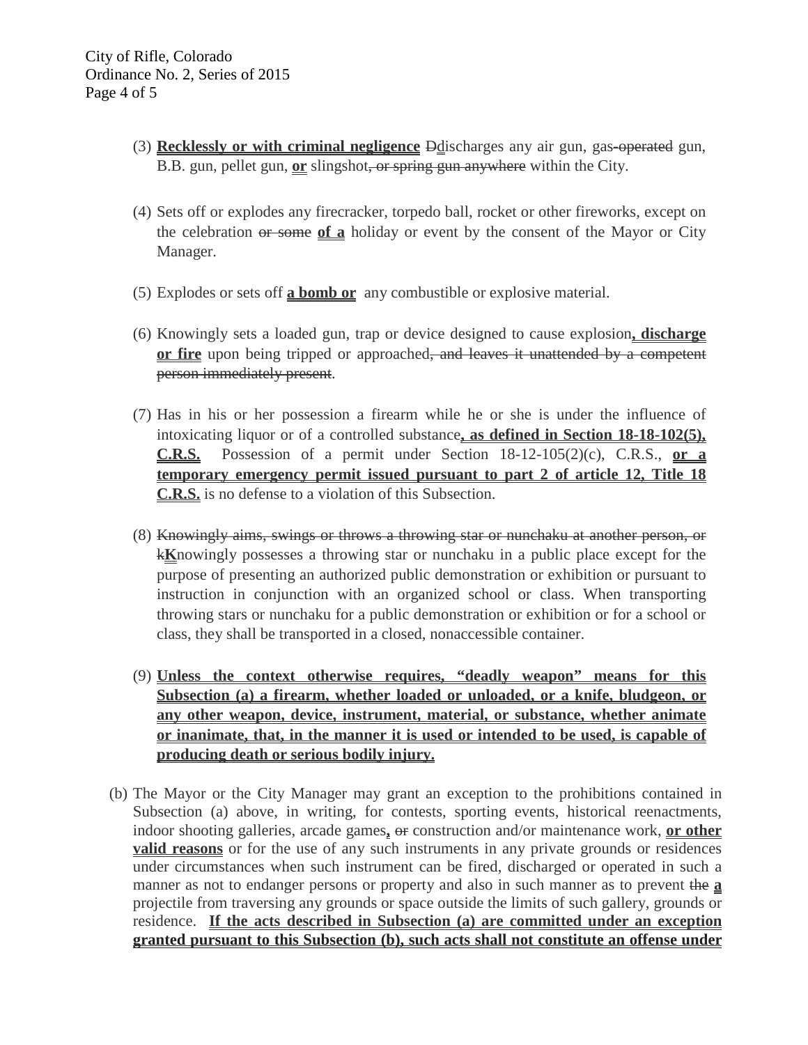(3) **Recklessly or with criminal negligence** ~~D~~discharges any air gun, gas~~-operated~~ gun, B.B. gun, pellet gun, **or** slingshot~~, or spring gun anywhere~~ within the City.

(4) Sets off or explodes any firecracker, torpedo ball, rocket or other fireworks, except on the celebration ~~or some~~ **of a** holiday or event by the consent of the Mayor or City Manager.

(5) Explodes or sets off **a bomb or** any combustible or explosive material.

(6) Knowingly sets a loaded gun, trap or device designed to cause explosion**, discharge or fire** upon being tripped or approached~~, and leaves it unattended by a competent person immediately present~~.

(7) Has in his or her possession a firearm while he or she is under the influence of intoxicating liquor or of a controlled substance**, as defined in Section 18-18-102(5), C.R.S.** Possession of a permit under Section 18-12-105(2)(c), C.R.S., **or a temporary emergency permit issued pursuant to part 2 of article 12, Title 18 C.R.S.** is no defense to a violation of this Subsection.

(8) ~~Knowingly aims, swings or throws a throwing star or nunchaku at another person, or k~~**K**nowingly possesses a throwing star or nunchaku in a public place except for the purpose of presenting an authorized public demonstration or exhibition or pursuant to instruction in conjunction with an organized school or class. When transporting throwing stars or nunchaku for a public demonstration or exhibition or for a school or class, they shall be transported in a closed, nonaccessible container.

(9) **Unless the context otherwise requires, "deadly weapon" means for this Subsection (a) a firearm, whether loaded or unloaded, or a knife, bludgeon, or any other weapon, device, instrument, material, or substance, whether animate or inanimate, that, in the manner it is used or intended to be used, is capable of producing death or serious bodily injury.**

(b) The Mayor or the City Manager may grant an exception to the prohibitions contained in Subsection (a) above, in writing, for contests, sporting events, historical reenactments, indoor shooting galleries, arcade games**,** ~~or~~ construction and/or maintenance work, **or other valid reasons** or for the use of any such instruments in any private grounds or residences under circumstances when such instrument can be fired, discharged or operated in such a manner as not to endanger persons or property and also in such manner as to prevent ~~the~~ **a** projectile from traversing any grounds or space outside the limits of such gallery, grounds or residence. **If the acts described in Subsection (a) are committed under an exception granted pursuant to this Subsection (b), such acts shall not constitute an offense under**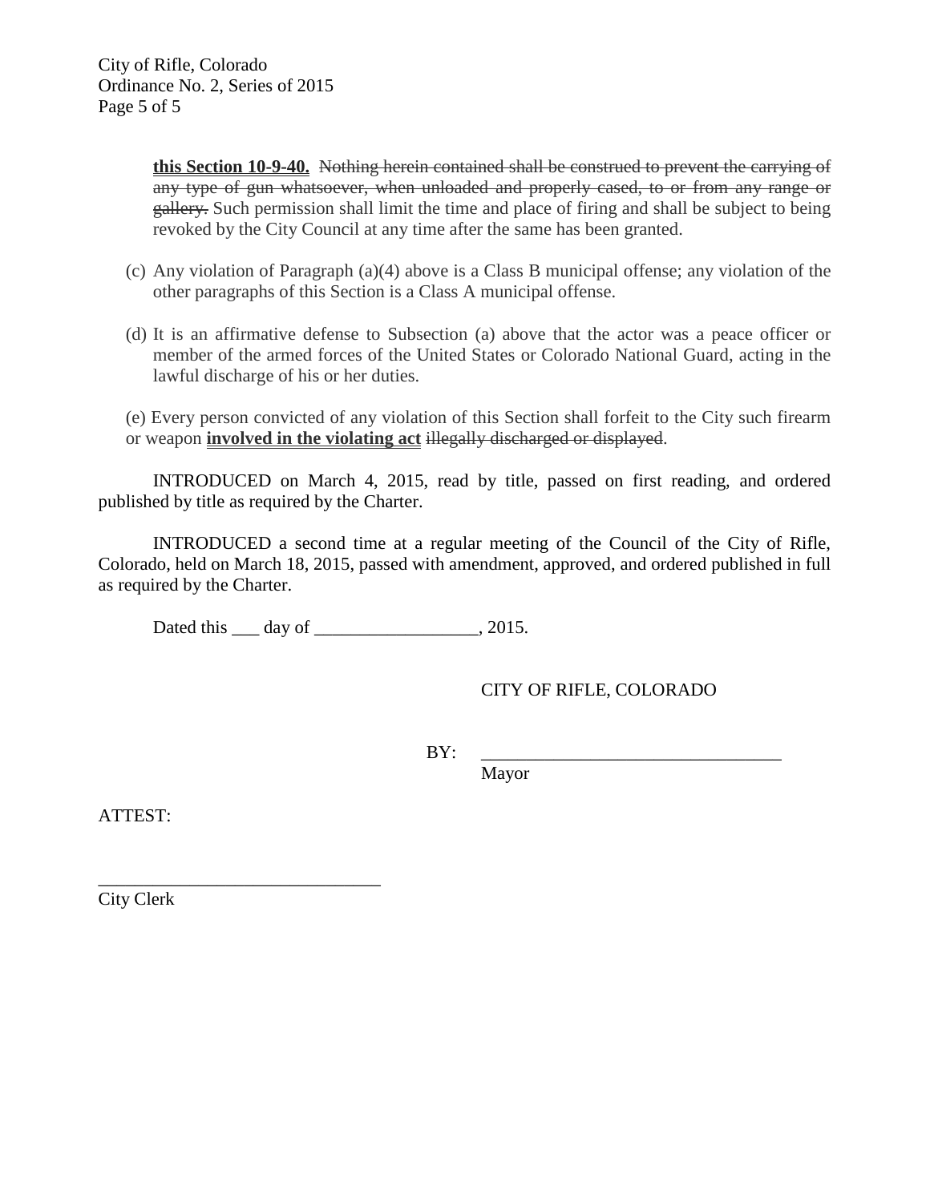**this Section 10-9-40.** ~~Nothing herein contained shall be construed to prevent the carrying of any type of gun whatsoever, when unloaded and properly cased, to or from any range or gallery.~~ Such permission shall limit the time and place of firing and shall be subject to being revoked by the City Council at any time after the same has been granted.

(c) Any violation of Paragraph (a)(4) above is a Class B municipal offense; any violation of the other paragraphs of this Section is a Class A municipal offense.

(d) It is an affirmative defense to Subsection (a) above that the actor was a peace officer or member of the armed forces of the United States or Colorado National Guard, acting in the lawful discharge of his or her duties.

(e) Every person convicted of any violation of this Section shall forfeit to the City such firearm or weapon **involved in the violating act** ~~illegally discharged or displayed~~.

INTRODUCED on March 4, 2015, read by title, passed on first reading, and ordered published by title as required by the Charter.

INTRODUCED a second time at a regular meeting of the Council of the City of Rifle, Colorado, held on March 18, 2015, passed with amendment, approved, and ordered published in full as required by the Charter.

Dated this ___ day of __________________, 2015.

CITY OF RIFLE, COLORADO

BY: _________________________________
Mayor

ATTEST:

_______________________________
City Clerk